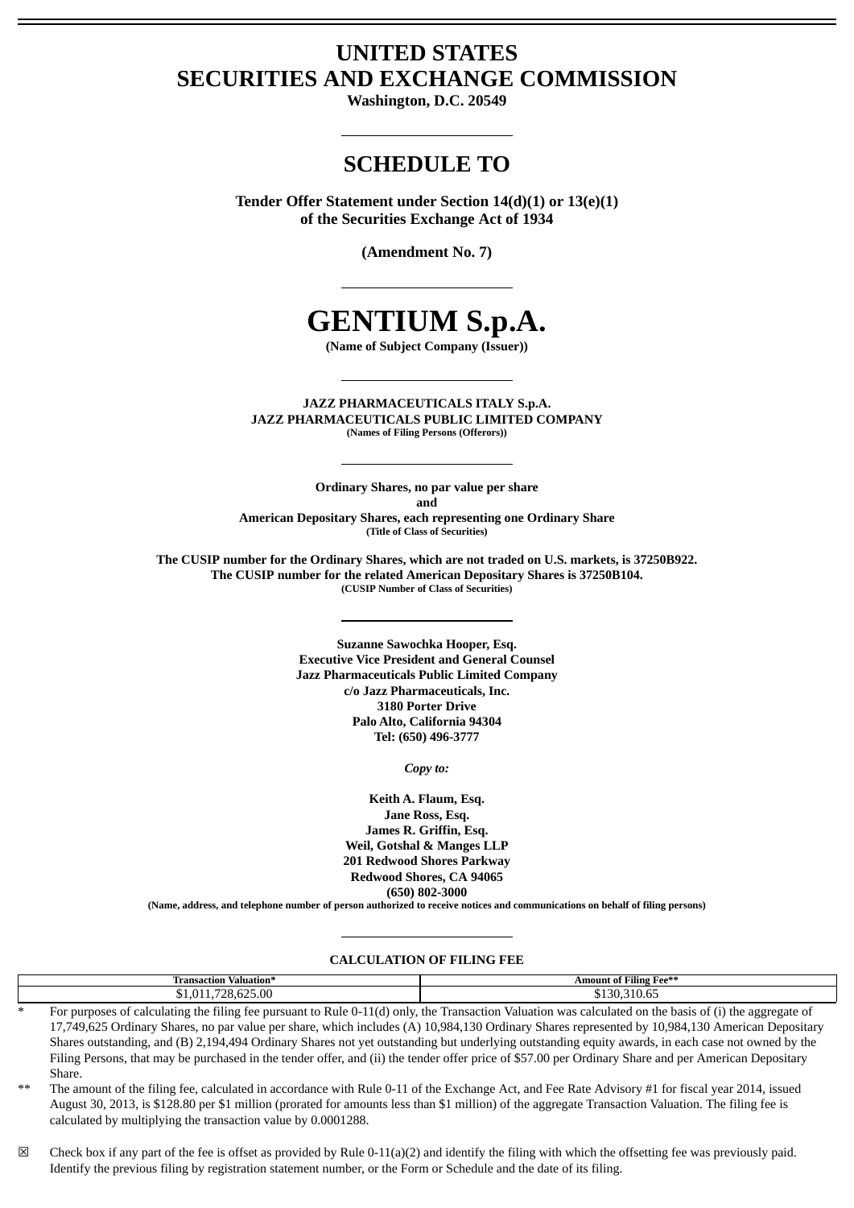# UNITED STATES
# SECURITIES AND EXCHANGE COMMISSION

**Washington, D.C. 20549**

---

## SCHEDULE TO

**Tender Offer Statement under Section 14(d)(1) or 13(e)(1)
of the Securities Exchange Act of 1934**

**(Amendment No. 7)**

---

# GENTIUM S.p.A.

**(Name of Subject Company (Issuer))**

---

**JAZZ PHARMACEUTICALS ITALY S.p.A.**
**JAZZ PHARMACEUTICALS PUBLIC LIMITED COMPANY**
**(Names of Filing Persons (Offerors))**

---

**Ordinary Shares, no par value per share**
**and**
**American Depositary Shares, each representing one Ordinary Share**
**(Title of Class of Securities)**

**The CUSIP number for the Ordinary Shares, which are not traded on U.S. markets, is 37250B922.**
**The CUSIP number for the related American Depositary Shares is 37250B104.**
**(CUSIP Number of Class of Securities)**

---

**Suzanne Sawochka Hooper, Esq.**
**Executive Vice President and General Counsel**
**Jazz Pharmaceuticals Public Limited Company**
**c/o Jazz Pharmaceuticals, Inc.**
**3180 Porter Drive**
**Palo Alto, California 94304**
**Tel: (650) 496-3777**

*Copy to:*

**Keith A. Flaum, Esq.**
**Jane Ross, Esq.**
**James R. Griffin, Esq.**
**Weil, Gotshal & Manges LLP**
**201 Redwood Shores Parkway**
**Redwood Shores, CA 94065**
**(650) 802-3000**
**(Name, address, and telephone number of person authorized to receive notices and communications on behalf of filing persons)**

---

**CALCULATION OF FILING FEE**

| Transaction Valuation* | Amount of Filing Fee** |
|---|---|
| $1,011,728,625.00 | $130,310.65 |

\* For purposes of calculating the filing fee pursuant to Rule 0-11(d) only, the Transaction Valuation was calculated on the basis of (i) the aggregate of 17,749,625 Ordinary Shares, no par value per share, which includes (A) 10,984,130 Ordinary Shares represented by 10,984,130 American Depositary Shares outstanding, and (B) 2,194,494 Ordinary Shares not yet outstanding but underlying outstanding equity awards, in each case not owned by the Filing Persons, that may be purchased in the tender offer, and (ii) the tender offer price of $57.00 per Ordinary Share and per American Depositary Share.

\*\* The amount of the filing fee, calculated in accordance with Rule 0-11 of the Exchange Act, and Fee Rate Advisory #1 for fiscal year 2014, issued August 30, 2013, is $128.80 per $1 million (prorated for amounts less than $1 million) of the aggregate Transaction Valuation. The filing fee is calculated by multiplying the transaction value by 0.0001288.

☒ Check box if any part of the fee is offset as provided by Rule 0-11(a)(2) and identify the filing with which the offsetting fee was previously paid. Identify the previous filing by registration statement number, or the Form or Schedule and the date of its filing.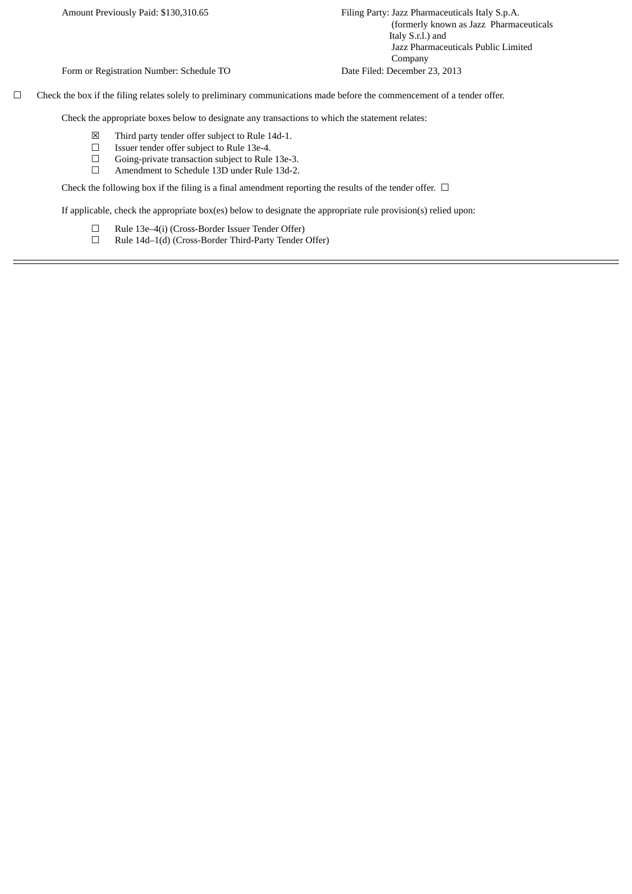| | |
|---|---|
| Amount Previously Paid: $130,310.65 | Filing Party: Jazz Pharmaceuticals Italy S.p.A. (formerly known as Jazz Pharmaceuticals Italy S.r.l.) and Jazz Pharmaceuticals Public Limited Company |
| Form or Registration Number: Schedule TO | Date Filed: December 23, 2013 |

☐ Check the box if the filing relates solely to preliminary communications made before the commencement of a tender offer.

Check the appropriate boxes below to designate any transactions to which the statement relates:

☒ Third party tender offer subject to Rule 14d-1.
☐ Issuer tender offer subject to Rule 13e-4.
☐ Going-private transaction subject to Rule 13e-3.
☐ Amendment to Schedule 13D under Rule 13d-2.

Check the following box if the filing is a final amendment reporting the results of the tender offer. ☐

If applicable, check the appropriate box(es) below to designate the appropriate rule provision(s) relied upon:

☐ Rule 13e–4(i) (Cross-Border Issuer Tender Offer)
☐ Rule 14d–1(d) (Cross-Border Third-Party Tender Offer)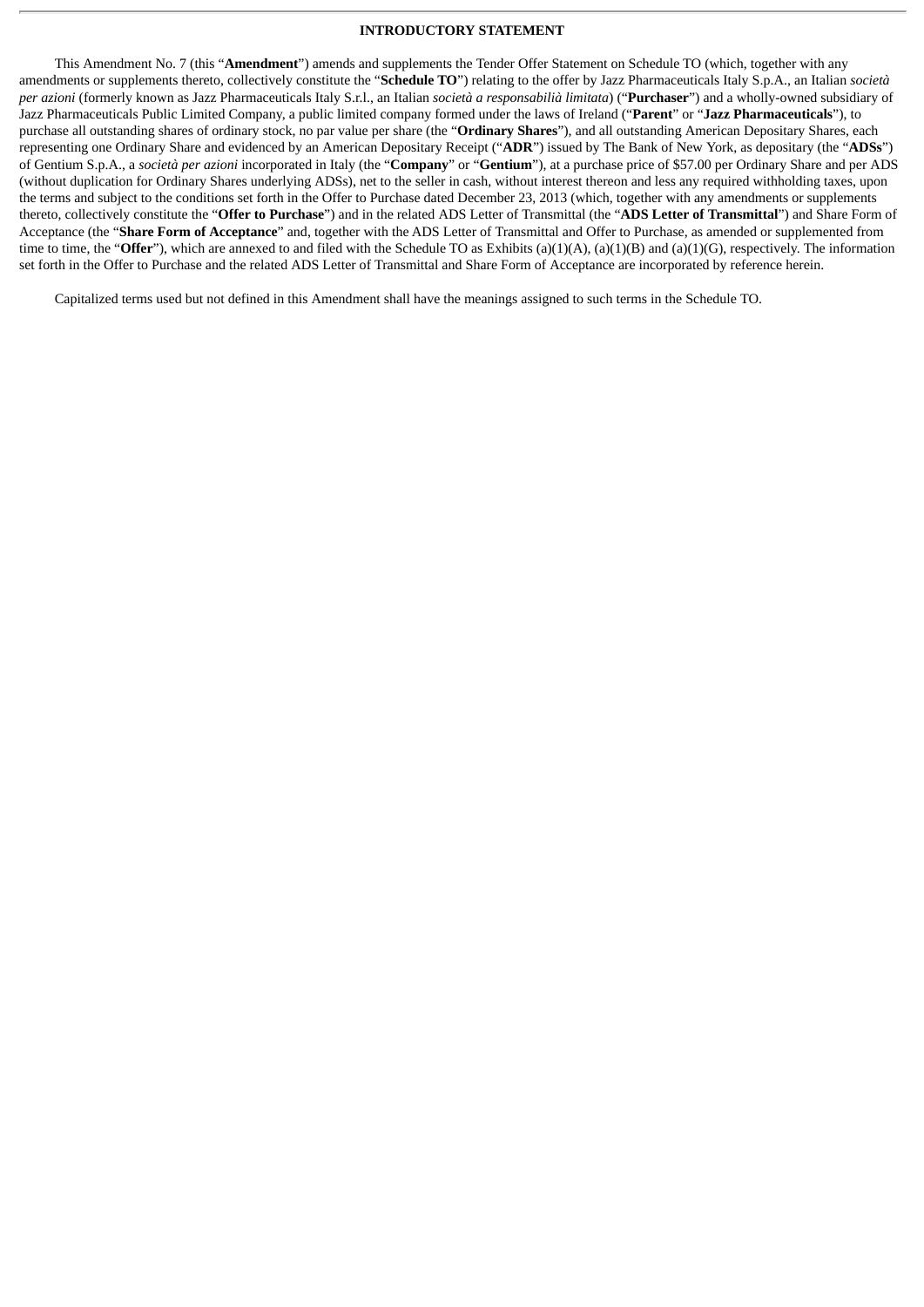# INTRODUCTORY STATEMENT

This Amendment No. 7 (this "**Amendment**") amends and supplements the Tender Offer Statement on Schedule TO (which, together with any amendments or supplements thereto, collectively constitute the "**Schedule TO**") relating to the offer by Jazz Pharmaceuticals Italy S.p.A., an Italian *società per azioni* (formerly known as Jazz Pharmaceuticals Italy S.r.l., an Italian *società a responsabilià limitata*) ("**Purchaser**") and a wholly-owned subsidiary of Jazz Pharmaceuticals Public Limited Company, a public limited company formed under the laws of Ireland ("**Parent**" or "**Jazz Pharmaceuticals**"), to purchase all outstanding shares of ordinary stock, no par value per share (the "**Ordinary Shares**"), and all outstanding American Depositary Shares, each representing one Ordinary Share and evidenced by an American Depositary Receipt ("**ADR**") issued by The Bank of New York, as depositary (the "**ADSs**") of Gentium S.p.A., a *società per azioni* incorporated in Italy (the "**Company**" or "**Gentium**"), at a purchase price of $57.00 per Ordinary Share and per ADS (without duplication for Ordinary Shares underlying ADSs), net to the seller in cash, without interest thereon and less any required withholding taxes, upon the terms and subject to the conditions set forth in the Offer to Purchase dated December 23, 2013 (which, together with any amendments or supplements thereto, collectively constitute the "**Offer to Purchase**") and in the related ADS Letter of Transmittal (the "**ADS Letter of Transmittal**") and Share Form of Acceptance (the "**Share Form of Acceptance**" and, together with the ADS Letter of Transmittal and Offer to Purchase, as amended or supplemented from time to time, the "**Offer**"), which are annexed to and filed with the Schedule TO as Exhibits (a)(1)(A), (a)(1)(B) and (a)(1)(G), respectively. The information set forth in the Offer to Purchase and the related ADS Letter of Transmittal and Share Form of Acceptance are incorporated by reference herein.

Capitalized terms used but not defined in this Amendment shall have the meanings assigned to such terms in the Schedule TO.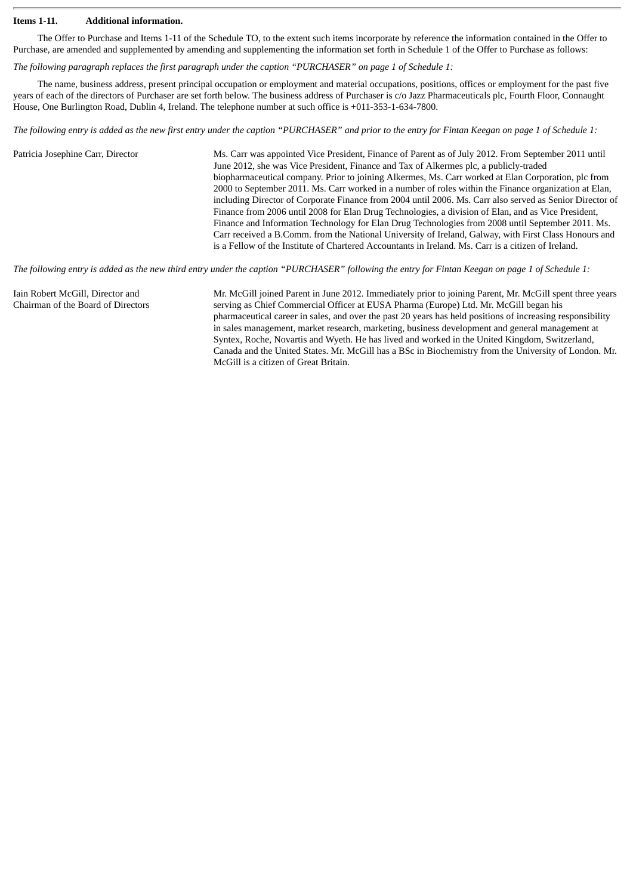**Items 1-11. Additional information.**

The Offer to Purchase and Items 1-11 of the Schedule TO, to the extent such items incorporate by reference the information contained in the Offer to Purchase, are amended and supplemented by amending and supplementing the information set forth in Schedule 1 of the Offer to Purchase as follows:

*The following paragraph replaces the first paragraph under the caption "PURCHASER" on page 1 of Schedule 1:*

The name, business address, present principal occupation or employment and material occupations, positions, offices or employment for the past five years of each of the directors of Purchaser are set forth below. The business address of Purchaser is c/o Jazz Pharmaceuticals plc, Fourth Floor, Connaught House, One Burlington Road, Dublin 4, Ireland. The telephone number at such office is +011-353-1-634-7800.

*The following entry is added as the new first entry under the caption "PURCHASER" and prior to the entry for Fintan Keegan on page 1 of Schedule 1:*

| | |
|---|---|
| Patricia Josephine Carr, Director | Ms. Carr was appointed Vice President, Finance of Parent as of July 2012. From September 2011 until June 2012, she was Vice President, Finance and Tax of Alkermes plc, a publicly-traded biopharmaceutical company. Prior to joining Alkermes, Ms. Carr worked at Elan Corporation, plc from 2000 to September 2011. Ms. Carr worked in a number of roles within the Finance organization at Elan, including Director of Corporate Finance from 2004 until 2006. Ms. Carr also served as Senior Director of Finance from 2006 until 2008 for Elan Drug Technologies, a division of Elan, and as Vice President, Finance and Information Technology for Elan Drug Technologies from 2008 until September 2011. Ms. Carr received a B.Comm. from the National University of Ireland, Galway, with First Class Honours and is a Fellow of the Institute of Chartered Accountants in Ireland. Ms. Carr is a citizen of Ireland. |

*The following entry is added as the new third entry under the caption "PURCHASER" following the entry for Fintan Keegan on page 1 of Schedule 1:*

| | |
|---|---|
| Iain Robert McGill, Director and Chairman of the Board of Directors | Mr. McGill joined Parent in June 2012. Immediately prior to joining Parent, Mr. McGill spent three years serving as Chief Commercial Officer at EUSA Pharma (Europe) Ltd. Mr. McGill began his pharmaceutical career in sales, and over the past 20 years has held positions of increasing responsibility in sales management, market research, marketing, business development and general management at Syntex, Roche, Novartis and Wyeth. He has lived and worked in the United Kingdom, Switzerland, Canada and the United States. Mr. McGill has a BSc in Biochemistry from the University of London. Mr. McGill is a citizen of Great Britain. |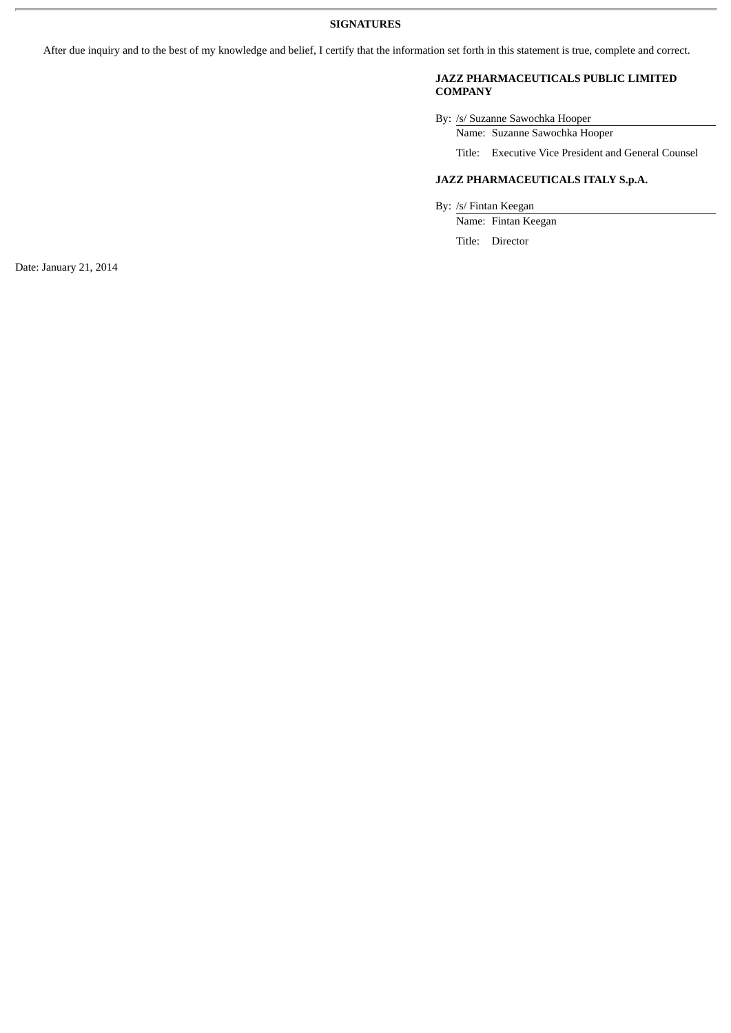## SIGNATURES

After due inquiry and to the best of my knowledge and belief, I certify that the information set forth in this statement is true, complete and correct.

**JAZZ PHARMACEUTICALS PUBLIC LIMITED COMPANY**

By: /s/ Suzanne Sawochka Hooper

Name: Suzanne Sawochka Hooper

Title: Executive Vice President and General Counsel

**JAZZ PHARMACEUTICALS ITALY S.p.A.**

By: /s/ Fintan Keegan

Name: Fintan Keegan

Title: Director

Date: January 21, 2014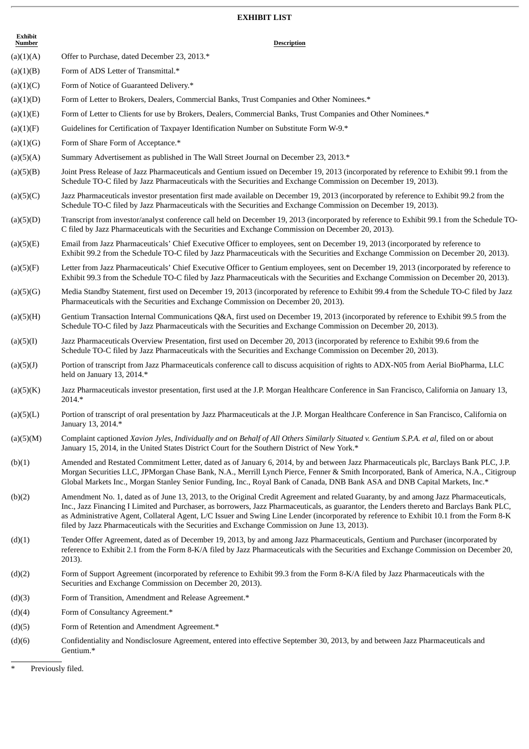**EXHIBIT LIST**

| Exhibit Number | Description |
|---|---|
| (a)(1)(A) | Offer to Purchase, dated December 23, 2013.* |
| (a)(1)(B) | Form of ADS Letter of Transmittal.* |
| (a)(1)(C) | Form of Notice of Guaranteed Delivery.* |
| (a)(1)(D) | Form of Letter to Brokers, Dealers, Commercial Banks, Trust Companies and Other Nominees.* |
| (a)(1)(E) | Form of Letter to Clients for use by Brokers, Dealers, Commercial Banks, Trust Companies and Other Nominees.* |
| (a)(1)(F) | Guidelines for Certification of Taxpayer Identification Number on Substitute Form W-9.* |
| (a)(1)(G) | Form of Share Form of Acceptance.* |
| (a)(5)(A) | Summary Advertisement as published in The Wall Street Journal on December 23, 2013.* |
| (a)(5)(B) | Joint Press Release of Jazz Pharmaceuticals and Gentium issued on December 19, 2013 (incorporated by reference to Exhibit 99.1 from the Schedule TO-C filed by Jazz Pharmaceuticals with the Securities and Exchange Commission on December 19, 2013). |
| (a)(5)(C) | Jazz Pharmaceuticals investor presentation first made available on December 19, 2013 (incorporated by reference to Exhibit 99.2 from the Schedule TO-C filed by Jazz Pharmaceuticals with the Securities and Exchange Commission on December 19, 2013). |
| (a)(5)(D) | Transcript from investor/analyst conference call held on December 19, 2013 (incorporated by reference to Exhibit 99.1 from the Schedule TO-C filed by Jazz Pharmaceuticals with the Securities and Exchange Commission on December 20, 2013). |
| (a)(5)(E) | Email from Jazz Pharmaceuticals' Chief Executive Officer to employees, sent on December 19, 2013 (incorporated by reference to Exhibit 99.2 from the Schedule TO-C filed by Jazz Pharmaceuticals with the Securities and Exchange Commission on December 20, 2013). |
| (a)(5)(F) | Letter from Jazz Pharmaceuticals' Chief Executive Officer to Gentium employees, sent on December 19, 2013 (incorporated by reference to Exhibit 99.3 from the Schedule TO-C filed by Jazz Pharmaceuticals with the Securities and Exchange Commission on December 20, 2013). |
| (a)(5)(G) | Media Standby Statement, first used on December 19, 2013 (incorporated by reference to Exhibit 99.4 from the Schedule TO-C filed by Jazz Pharmaceuticals with the Securities and Exchange Commission on December 20, 2013). |
| (a)(5)(H) | Gentium Transaction Internal Communications Q&A, first used on December 19, 2013 (incorporated by reference to Exhibit 99.5 from the Schedule TO-C filed by Jazz Pharmaceuticals with the Securities and Exchange Commission on December 20, 2013). |
| (a)(5)(I) | Jazz Pharmaceuticals Overview Presentation, first used on December 20, 2013 (incorporated by reference to Exhibit 99.6 from the Schedule TO-C filed by Jazz Pharmaceuticals with the Securities and Exchange Commission on December 20, 2013). |
| (a)(5)(J) | Portion of transcript from Jazz Pharmaceuticals conference call to discuss acquisition of rights to ADX-N05 from Aerial BioPharma, LLC held on January 13, 2014.* |
| (a)(5)(K) | Jazz Pharmaceuticals investor presentation, first used at the J.P. Morgan Healthcare Conference in San Francisco, California on January 13, 2014.* |
| (a)(5)(L) | Portion of transcript of oral presentation by Jazz Pharmaceuticals at the J.P. Morgan Healthcare Conference in San Francisco, California on January 13, 2014.* |
| (a)(5)(M) | Complaint captioned *Xavion Jyles, Individually and on Behalf of All Others Similarly Situated v. Gentium S.P.A. et al*, filed on or about January 15, 2014, in the United States District Court for the Southern District of New York.* |
| (b)(1) | Amended and Restated Commitment Letter, dated as of January 6, 2014, by and between Jazz Pharmaceuticals plc, Barclays Bank PLC, J.P. Morgan Securities LLC, JPMorgan Chase Bank, N.A., Merrill Lynch Pierce, Fenner & Smith Incorporated, Bank of America, N.A., Citigroup Global Markets Inc., Morgan Stanley Senior Funding, Inc., Royal Bank of Canada, DNB Bank ASA and DNB Capital Markets, Inc.* |
| (b)(2) | Amendment No. 1, dated as of June 13, 2013, to the Original Credit Agreement and related Guaranty, by and among Jazz Pharmaceuticals, Inc., Jazz Financing I Limited and Purchaser, as borrowers, Jazz Pharmaceuticals, as guarantor, the Lenders thereto and Barclays Bank PLC, as Administrative Agent, Collateral Agent, L/C Issuer and Swing Line Lender (incorporated by reference to Exhibit 10.1 from the Form 8-K filed by Jazz Pharmaceuticals with the Securities and Exchange Commission on June 13, 2013). |
| (d)(1) | Tender Offer Agreement, dated as of December 19, 2013, by and among Jazz Pharmaceuticals, Gentium and Purchaser (incorporated by reference to Exhibit 2.1 from the Form 8-K/A filed by Jazz Pharmaceuticals with the Securities and Exchange Commission on December 20, 2013). |
| (d)(2) | Form of Support Agreement (incorporated by reference to Exhibit 99.3 from the Form 8-K/A filed by Jazz Pharmaceuticals with the Securities and Exchange Commission on December 20, 2013). |
| (d)(3) | Form of Transition, Amendment and Release Agreement.* |
| (d)(4) | Form of Consultancy Agreement.* |
| (d)(5) | Form of Retention and Amendment Agreement.* |
| (d)(6) | Confidentiality and Nondisclosure Agreement, entered into effective September 30, 2013, by and between Jazz Pharmaceuticals and Gentium.* |

\* Previously filed.